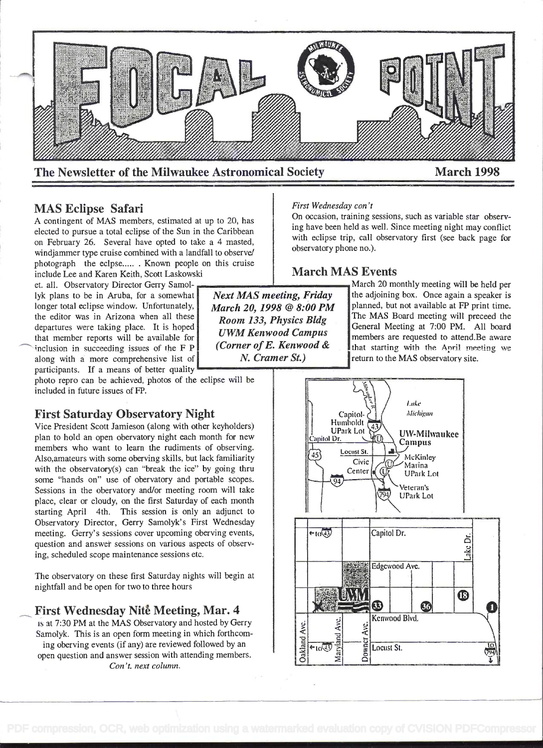# FOCAL POINT

The Newsletter of the Milwaukee Astronomical Society — March 1998

## MAS Eclipse Safari

A contingent of MAS members, estimated at up to 20, has elected to pursue a total eclipse of the Sun in the Caribbean on February 26. Several have opted to take a 4 masted, windjammer type cruise combined with a landfall to observe/ photograph the eclpse..... . Known people on this cruise include Lee and Karen Keith, Scott Laskowski et. all. Observatory Director Gerry Samolyk plans to be in Aruba, for a somewhat longer total eclipse window. Unfortunately, the editor was in Arizona when all these departures were taking place. It is hoped that member reports will be available for inclusion in succeeding issues of the F P along with a more comprehensive list of participants. If a means of better quality photo repro can be achieved, photos of the eclipse will be included in future issues of FP.

## First Saturday Observatory Night

Vice President Scott Jamieson (along with other keyholders) plan to hold an open observatory night each month for new members who want to learn the rudiments of observing. Also,amateurs with some oberving skills, but lack familiarity with the observatory(s) can "break the ice" by going thru some "hands on" use of observatory and portable scopes. Sessions in the observatory and/or meeting room will take place, clear or cloudy, on the first Saturday of each month starting April 4th. This session is only an adjunct to Observatory Director, Gerry Samolyk's First Wednesday meeting. Gerry's sessions cover upcoming oberving events, question and answer sessions on various aspects of observing, scheduled scope maintenance sessions etc.

The observatory on these first Saturday nights will begin at nightfall and be open for two to three hours

## First Wednesday Nitê Meeting, Mar. 4

is at 7:30 PM at the MAS Observatory and hosted by Gerry Samolyk. This is an open form meeting in which forthcoming observing events (if any) are reviewed followed by an open question and answer session with attending members.

*Con't. next column.*

*First Wednesday con't*

On occasion, training sessions, such as variable star observing have been held as well. Since meeting night may conflict with eclipse trip, call observatory first (see back page for observatory phone no.).

## March MAS Events

March 20 monthly meeting will be held per the adjoining box. Once again a speaker is planned, but not available at FP print time. The MAS Board meeting will preceed the General Meeting at 7:00 PM. All board members are requested to attend.Be aware that starting with the April meeting we return to the MAS observatory site.

***Next MAS meeting, Friday March 20, 1998 @ 8:00 PM***
***Room 133, Physics Bldg***
***UWM Kenwood Campus***
***(Corner of E. Kenwood & N. Cramer St.)***

Lake Michigan
Capitol-Humboldt UPark Lot
Capitol Dr.
UW-Milwaukee Campus
Locust St.
Civic Center
McKinley Marina UPark Lot
Veteran's UPark Lot

Capitol Dr.
Edgewood Ave.
Kenwood Blvd.
Locust St.
Oakland Ave.
Maryland Ave.
Downer Ave.
Lake Dr.
UWM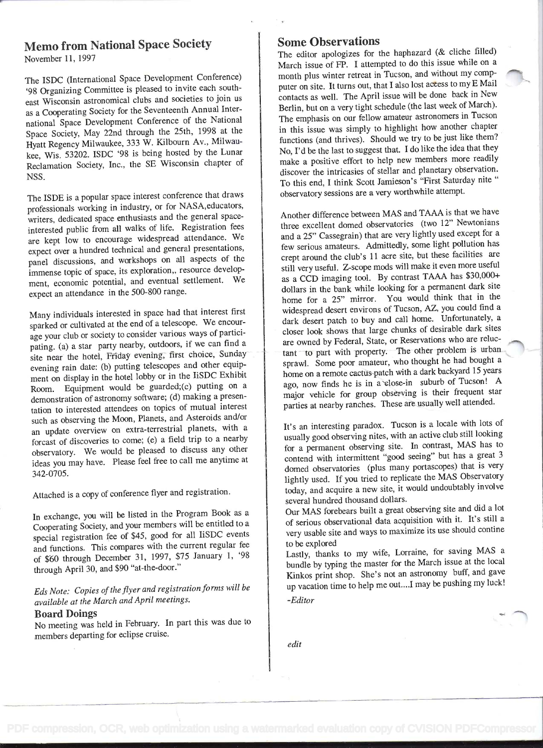## Memo from National Space Society

November 11, 1997

The ISDC (International Space Development Conference) '98 Organizing Committee is pleased to invite each southeast Wisconsin astronomical clubs and societies to join us as a Cooperating Society for the Seventeenth Annual International Space Development Conference of the National Space Society, May 22nd through the 25th, 1998 at the Hyatt Regency Milwaukee, 333 W. Kilbourn Av., Milwaukee, Wis. 53202. ISDC '98 is being hosted by the Lunar Reclamation Society, Inc., the SE Wisconsin chapter of NSS.

The ISDE is a popular space interest conference that draws professionals working in industry, or for NASA,educators, writers, dedicated space enthusiasts and the general space-interested public from all walks of life. Registration fees are kept low to encourage widespread attendance. We expect over a hundred technical and general presentations, panel discussions, and workshops on all aspects of the immense topic of space, its exploration,, resource development, economic potential, and eventual settlement. We expect an attendance in the 500-800 range.

Many individuals interested in space had that interest first sparked or cultivated at the end of a telescope. We encourage your club or society to consider various ways of participating. (a) a star party nearby, outdoors, if we can find a site near the hotel, Friday evening, first choice, Sunday evening rain date: (b) putting telescopes and other equipment on display in the hotel lobby or in the IiSDC Exhibit Room. Equipment would be guarded;(c) putting on a demonstration of astronomy software; (d) making a presentation to interested attendees on topics of mutual interest such as observing the Moon, Planets, and Asteroids and/or an update overview on extra-terrestrial planets, with a forcast of discoveries to come; (e) a field trip to a nearby observatory. We would be pleased to discuss any other ideas you may have. Please feel free to call me anytime at 342-0705.

Attached is a copy of conference flyer and registration.

In exchange, you will be listed in the Program Book as a Cooperating Society, and your members will be entitled to a special registration fee of $45, good for all IiSDC events and functions. This compares with the current regular fee of $60 through December 31, 1997, $75 January 1, '98 through April 30, and $90 "at-the-door."

*Eds Note: Copies of the flyer and registration forms will be available at the March and April meetings.*

### Board Doings

No meeting was held in February. In part this was due to members departing for eclipse cruise.

## Some Observations

The editor apologizes for the haphazard (& cliche filled) March issue of FP. I attempted to do this issue while on a month plus winter retreat in Tucson, and without my computer on site. It turns out, that I also lost access to my E Mail contacts as well. The April issue will be done back in New Berlin, but on a very tight schedule (the last week of March). The emphasis on our fellow amateur astronomers in Tucson in this issue was simply to highlight how another chapter functions (and thrives). Should we try to be just like them? No, I'd be the last to suggest that. I do like the idea that they make a positive effort to help new members more readily discover the intricasies of stellar and planetary observation. To this end, I think Scott Jamieson's "First Saturday nite " observatory sessions are a very worthwhile attempt.

Another difference between MAS and TAAA is that we have three excellent domed observatories (two 12" Newtonians and a 25" Cassegrain) that are very lightly used except for a few serious amateurs. Admittedly, some light pollution has crept around the club's 11 acre site, but these facilities are still very useful. Z-scope mods will make it even more useful as a CCD imaging tool. By contrast TAAA has $30,000+ dollars in the bank while looking for a permanent dark site home for a 25" mirror. You would think that in the widespread desert environs of Tucson, AZ, you could find a dark desert patch to buy and call home. Unfortunately, a closer look shows that large chunks of desirable dark sites are owned by Federal, State, or Reservations who are reluctant to part with property. The other problem is urban sprawl. Some poor amateur, who thought he had bought a home on a remote cactus-patch with a dark backyard 15 years ago, now finds he is in a close-in suburb of Tucson! A major vehicle for group observing is their frequent star parties at nearby ranches. These are usually well attended.

It's an interesting paradox. Tucson is a locale with lots of usually good observing nites, with an active club still looking for a permanent observing site. In contrast, MAS has to contend with intermittent "good seeing" but has a great 3 domed observatories (plus many portascopes) that is very lightly used. If you tried to replicate the MAS Observatory today, and acquire a new site, it would undoubtably involve several hundred thousand dollars.

Our MAS forebears built a great observing site and did a lot of serious observational data acquisition with it. It's still a very usable site and ways to maximize its use should contine to be explored

Lastly, thanks to my wife, Lorraine, for saving MAS a bundle by typing the master for the March issue at the local Kinkos print shop. She's not an astronomy buff, and gave up vacation time to help me out....I may be pushing my luck!

*-Editor*

*edit*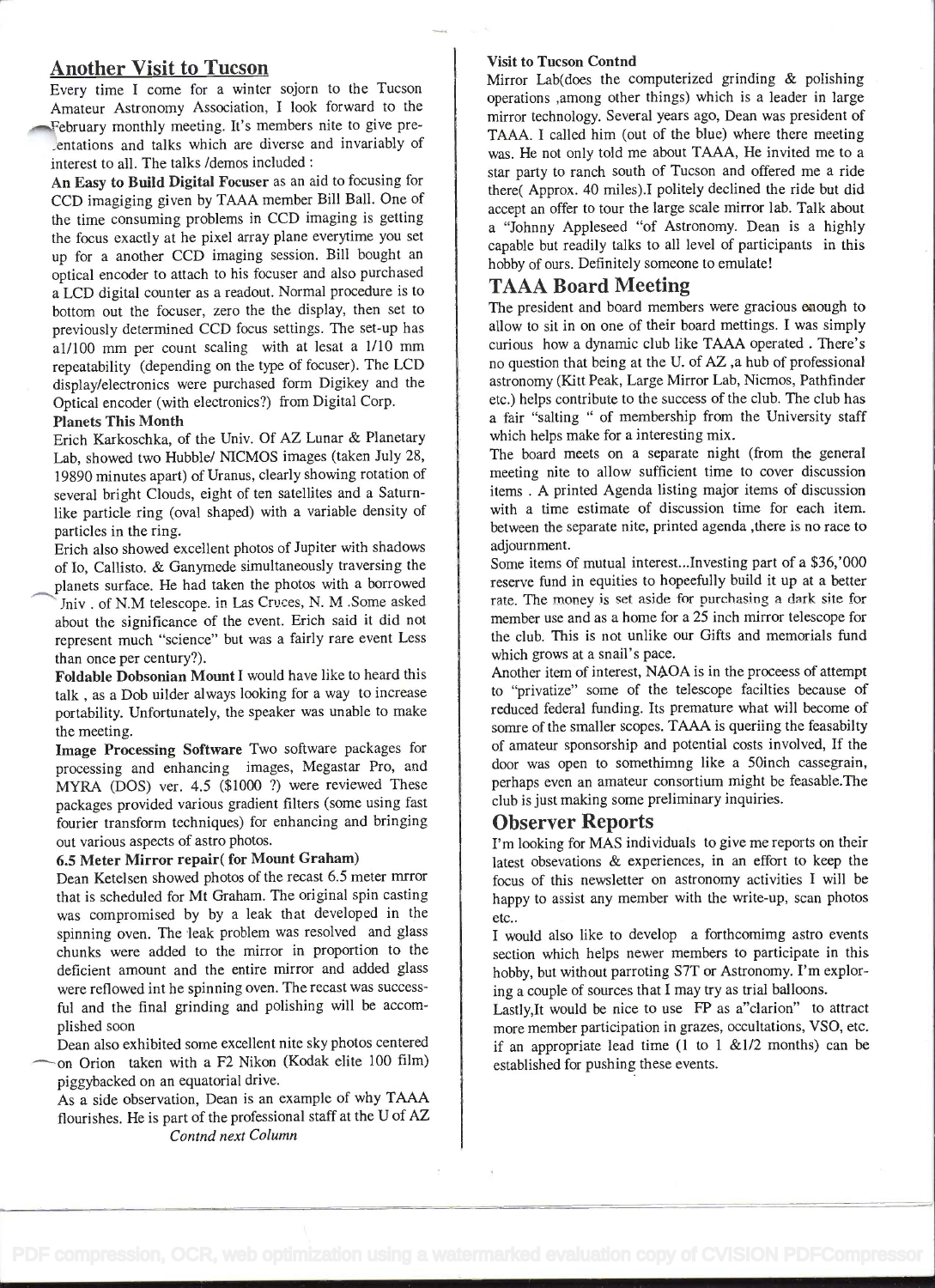## Another Visit to Tucson

Every time I come for a winter sojorn to the Tucson Amateur Astronomy Association, I look forward to the February monthly meeting. It's members nite to give presentations and talks which are diverse and invariably of interest to all. The talks /demos included :

**An Easy to Build Digital Focuser** as an aid to focusing for CCD imagiging given by TAAA member Bill Ball. One of the time consuming problems in CCD imaging is getting the focus exactly at he pixel array plane everytime you set up for a another CCD imaging session. Bill bought an optical encoder to attach to his focuser and also purchased a LCD digital counter as a readout. Normal procedure is to bottom out the focuser, zero the the display, then set to previously determined CCD focus settings. The set-up has a1/100 mm per count scaling with at lesat a 1/10 mm repeatability (depending on the type of focuser). The LCD display/electronics were purchased form Digikey and the Optical encoder (with electronics?) from Digital Corp.

**Planets This Month**

Erich Karkoschka, of the Univ. Of AZ Lunar & Planetary Lab, showed two Hubble/ NICMOS images (taken July 28, 19890 minutes apart) of Uranus, clearly showing rotation of several bright Clouds, eight of ten satellites and a Saturn-like particle ring (oval shaped) with a variable density of particles in the ring.

Erich also showed excellent photos of Jupiter with shadows of Io, Callisto. & Ganymede simultaneously traversing the planets surface. He had taken the photos with a borrowed Univ . of N.M telescope. in Las Cruces, N. M .Some asked about the significance of the event. Erich said it did not represent much "science" but was a fairly rare event Less than once per century?).

**Foldable Dobsonian Mount** I would have like to heard this talk , as a Dob uilder always looking for a way to increase portability. Unfortunately, the speaker was unable to make the meeting.

**Image Processing Software** Two software packages for processing and enhancing images, Megastar Pro, and MYRA (DOS) ver. 4.5 ($1000 ?) were reviewed These packages provided various gradient filters (some using fast fourier transform techniques) for enhancing and bringing out various aspects of astro photos.

**6.5 Meter Mirror repair( for Mount Graham)**

Dean Ketelsen showed photos of the recast 6.5 meter mrror that is scheduled for Mt Graham. The original spin casting was compromised by by a leak that developed in the spinning oven. The leak problem was resolved and glass chunks were added to the mirror in proportion to the deficient amount and the entire mirror and added glass were reflowed int he spinning oven. The recast was successful and the final grinding and polishing will be accomplished soon

Dean also exhibited some excellent nite sky photos centered on Orion taken with a F2 Nikon (Kodak elite 100 film) piggybacked on an equatorial drive.

As a side observation, Dean is an example of why TAAA flourishes. He is part of the professional staff at the U of AZ

*Contnd next Column*

**Visit to Tucson Contnd**

Mirror Lab(does the computerized grinding & polishing operations ,among other things) which is a leader in large mirror technology. Several years ago, Dean was president of TAAA. I called him (out of the blue) where there meeting was. He not only told me about TAAA, He invited me to a star party to ranch south of Tucson and offered me a ride there( Approx. 40 miles).I politely declined the ride but did accept an offer to tour the large scale mirror lab. Talk about a "Johnny Appleseed "of Astronomy. Dean is a highly capable but readily talks to all level of participants in this hobby of ours. Definitely someone to emulate!

## TAAA Board Meeting

The president and board members were gracious enough to allow to sit in on one of their board mettings. I was simply curious how a dynamic club like TAAA operated . There's no question that being at the U. of AZ ,a hub of professional astronomy (Kitt Peak, Large Mirror Lab, Nicmos, Pathfinder etc.) helps contribute to the success of the club. The club has a fair "salting " of membership from the University staff which helps make for a interesting mix.

The board meets on a separate night (from the general meeting nite to allow sufficient time to cover discussion items . A printed Agenda listing major items of discussion with a time estimate of discussion time for each item. between the separate nite, printed agenda ,there is no race to adjournment.

Some items of mutual interest...Investing part of a $36,'000 reserve fund in equities to hopeefully build it up at a better rate. The money is set aside for purchasing a dark site for member use and as a home for a 25 inch mirror telescope for the club. This is not unlike our Gifts and memorials fund which grows at a snail's pace.

Another item of interest, NAOA is in the proceess of attempt to "privatize" some of the telescope facilties because of reduced federal funding. Its premature what will become of somre of the smaller scopes. TAAA is queriing the feasabilty of amateur sponsorship and potential costs involved, If the door was open to somethimng like a 50inch cassegrain, perhaps even an amateur consortium might be feasable.The club is just making some preliminary inquiries.

## Observer Reports

I'm looking for MAS individuals to give me reports on their latest obsevations & experiences, in an effort to keep the focus of this newsletter on astronomy activities I will be happy to assist any member with the write-up, scan photos etc..

I would also like to develop a forthcomimg astro events section which helps newer members to participate in this hobby, but without parroting S7T or Astronomy. I'm exploring a couple of sources that I may try as trial balloons.

Lastly,It would be nice to use FP as a"clarion" to attract more member participation in grazes, occultations, VSO, etc. if an appropriate lead time (1 to 1 &1/2 months) can be established for pushing these events.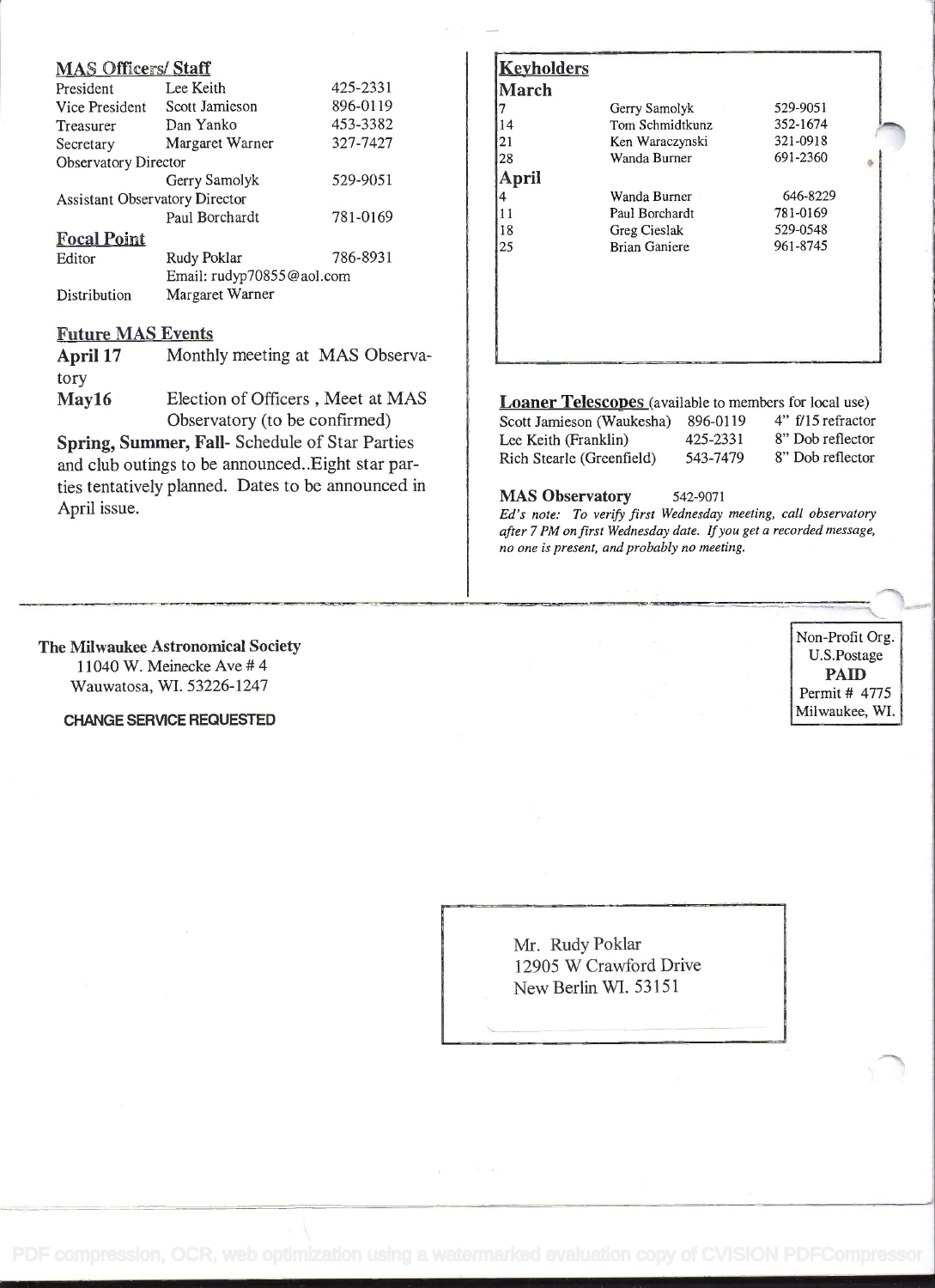## MAS Officers/ Staff

| | | |
|---|---|---|
| President | Lee Keith | 425-2331 |
| Vice President | Scott Jamieson | 896-0119 |
| Treasurer | Dan Yanko | 453-3382 |
| Secretary | Margaret Warner | 327-7427 |
| Observatory Director | Gerry Samolyk | 529-9051 |
| Assistant Observatory Director | Paul Borchardt | 781-0169 |

## Focal Point

| | | |
|---|---|---|
| Editor | Rudy Poklar | 786-8931 |
| | Email: rudyp70855@aol.com | |
| Distribution | Margaret Warner | |

## Future MAS Events

**April 17** Monthly meeting at MAS Observatory

**May16** Election of Officers , Meet at MAS Observatory (to be confirmed)

**Spring, Summer, Fall**- Schedule of Star Parties and club outings to be announced..Eight star parties tentatively planned. Dates to be announced in April issue.

## Keyholders

| | | |
|---|---|---|
| **March** | | |
| 7 | Gerry Samolyk | 529-9051 |
| 14 | Tom Schmidtkunz | 352-1674 |
| 21 | Ken Waraczynski | 321-0918 |
| 28 | Wanda Burner | 691-2360 |
| **April** | | |
| 4 | Wanda Burner | 646-8229 |
| 11 | Paul Borchardt | 781-0169 |
| 18 | Greg Cieslak | 529-0548 |
| 25 | Brian Ganiere | 961-8745 |

**Loaner Telescopes** (available to members for local use)

| | | |
|---|---|---|
| Scott Jamieson (Waukesha) | 896-0119 | 4" f/15 refractor |
| Lee Keith (Franklin) | 425-2331 | 8" Dob reflector |
| Rich Stearle (Greenfield) | 543-7479 | 8" Dob reflector |

**MAS Observatory** 542-9071

*Ed's note: To verify first Wednesday meeting, call observatory after 7 PM on first Wednesday date. If you get a recorded message, no one is present, and probably no meeting.*

**The Milwaukee Astronomical Society**
11040 W. Meinecke Ave # 4
Wauwatosa, WI. 53226-1247

**CHANGE SERVICE REQUESTED**

Non-Profit Org.
U.S.Postage
**PAID**
Permit # 4775
Milwaukee, WI.

Mr. Rudy Poklar
12905 W Crawford Drive
New Berlin WI. 53151